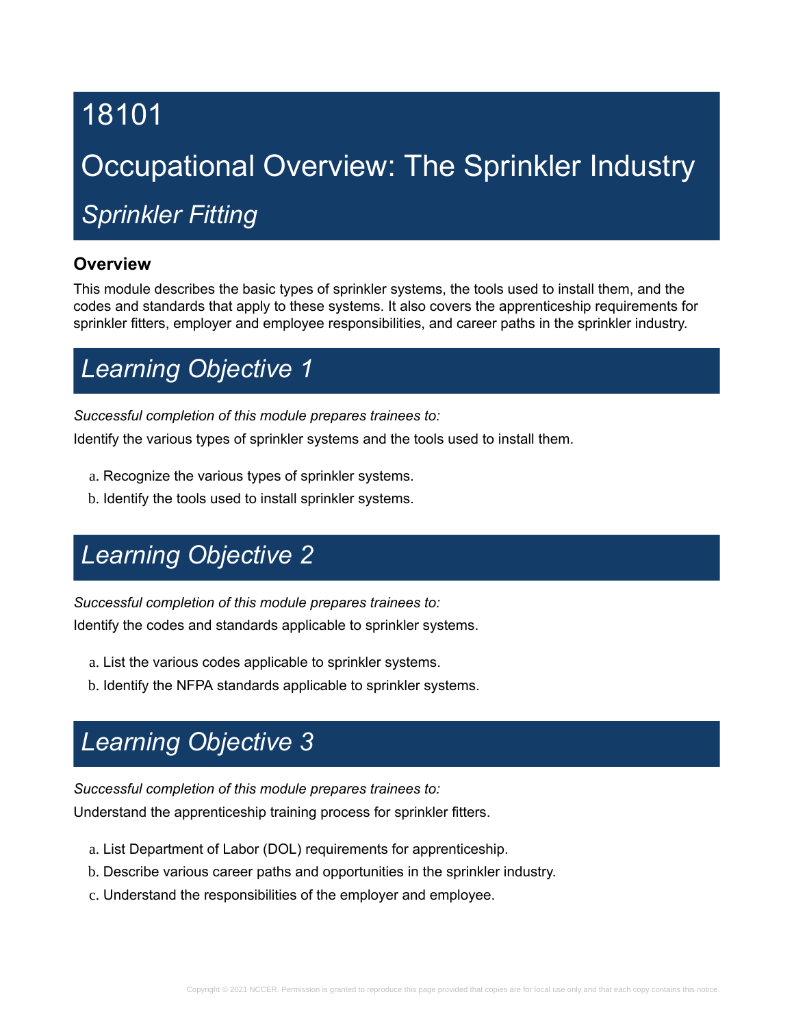# 18101

# Occupational Overview: The Sprinkler Industry

## *Sprinkler Fitting*

### Overview

This module describes the basic types of sprinkler systems, the tools used to install them, and the codes and standards that apply to these systems. It also covers the apprenticeship requirements for sprinkler fitters, employer and employee responsibilities, and career paths in the sprinkler industry.

## *Learning Objective 1*

*Successful completion of this module prepares trainees to:*

Identify the various types of sprinkler systems and the tools used to install them.

a. Recognize the various types of sprinkler systems.
b. Identify the tools used to install sprinkler systems.

## *Learning Objective 2*

*Successful completion of this module prepares trainees to:*

Identify the codes and standards applicable to sprinkler systems.

a. List the various codes applicable to sprinkler systems.
b. Identify the NFPA standards applicable to sprinkler systems.

## *Learning Objective 3*

*Successful completion of this module prepares trainees to:*

Understand the apprenticeship training process for sprinkler fitters.

a. List Department of Labor (DOL) requirements for apprenticeship.
b. Describe various career paths and opportunities in the sprinkler industry.
c. Understand the responsibilities of the employer and employee.

Copyright © 2021 NCCER. Permission is granted to reproduce this page provided that copies are for local use only and that each copy contains this notice.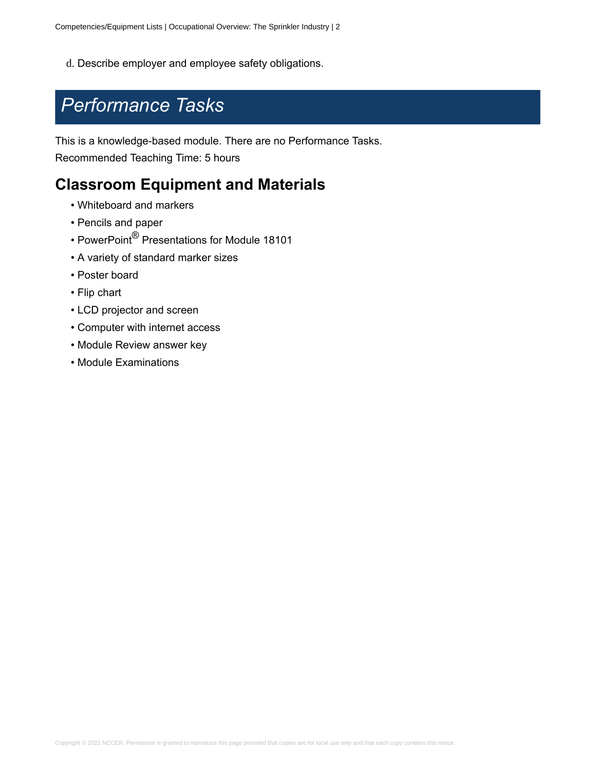d. Describe employer and employee safety obligations.

# *Performance Tasks*

This is a knowledge-based module. There are no Performance Tasks.

Recommended Teaching Time: 5 hours

## Classroom Equipment and Materials

- Whiteboard and markers
- Pencils and paper
- PowerPoint® Presentations for Module 18101
- A variety of standard marker sizes
- Poster board
- Flip chart
- LCD projector and screen
- Computer with internet access
- Module Review answer key
- Module Examinations

Copyright © 2021 NCCER. Permission is granted to reproduce this page provided that copies are for local use only and that each copy contains this notice.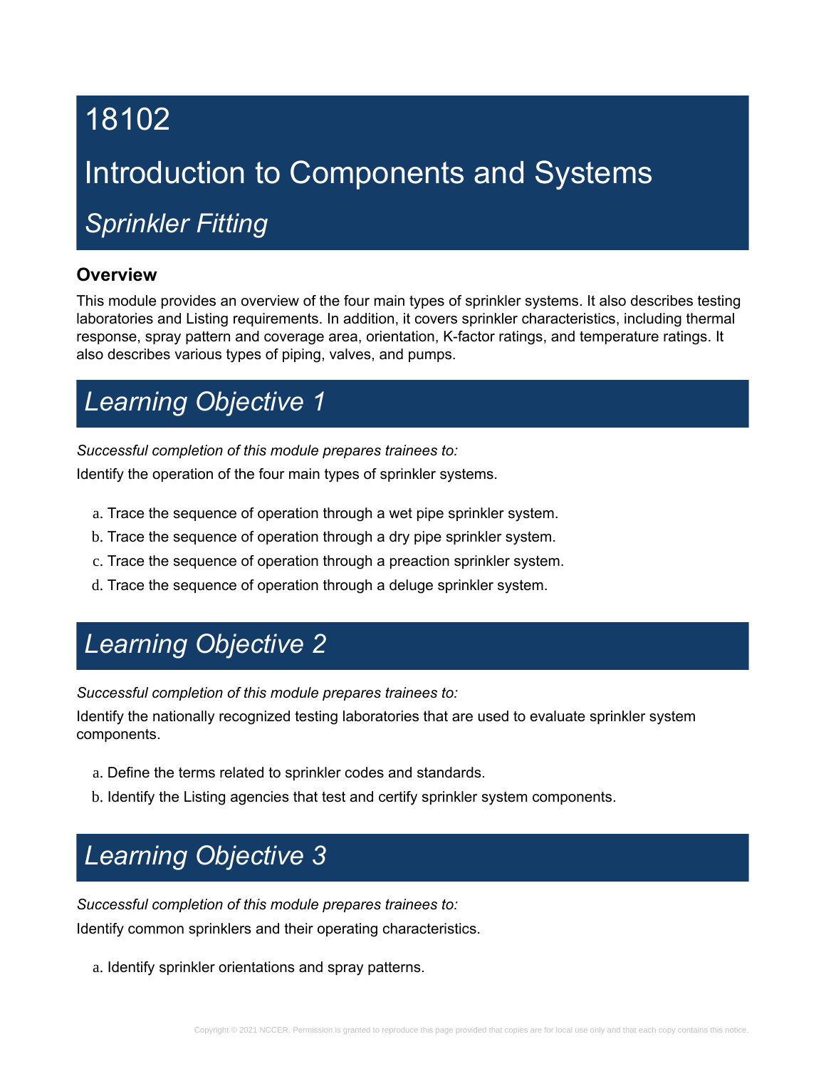# 18102

# Introduction to Components and Systems

## *Sprinkler Fitting*

### Overview

This module provides an overview of the four main types of sprinkler systems. It also describes testing laboratories and Listing requirements. In addition, it covers sprinkler characteristics, including thermal response, spray pattern and coverage area, orientation, K-factor ratings, and temperature ratings. It also describes various types of piping, valves, and pumps.

## *Learning Objective 1*

*Successful completion of this module prepares trainees to:*

Identify the operation of the four main types of sprinkler systems.

a. Trace the sequence of operation through a wet pipe sprinkler system.
b. Trace the sequence of operation through a dry pipe sprinkler system.
c. Trace the sequence of operation through a preaction sprinkler system.
d. Trace the sequence of operation through a deluge sprinkler system.

## *Learning Objective 2*

*Successful completion of this module prepares trainees to:*

Identify the nationally recognized testing laboratories that are used to evaluate sprinkler system components.

a. Define the terms related to sprinkler codes and standards.
b. Identify the Listing agencies that test and certify sprinkler system components.

## *Learning Objective 3*

*Successful completion of this module prepares trainees to:*

Identify common sprinklers and their operating characteristics.

a. Identify sprinkler orientations and spray patterns.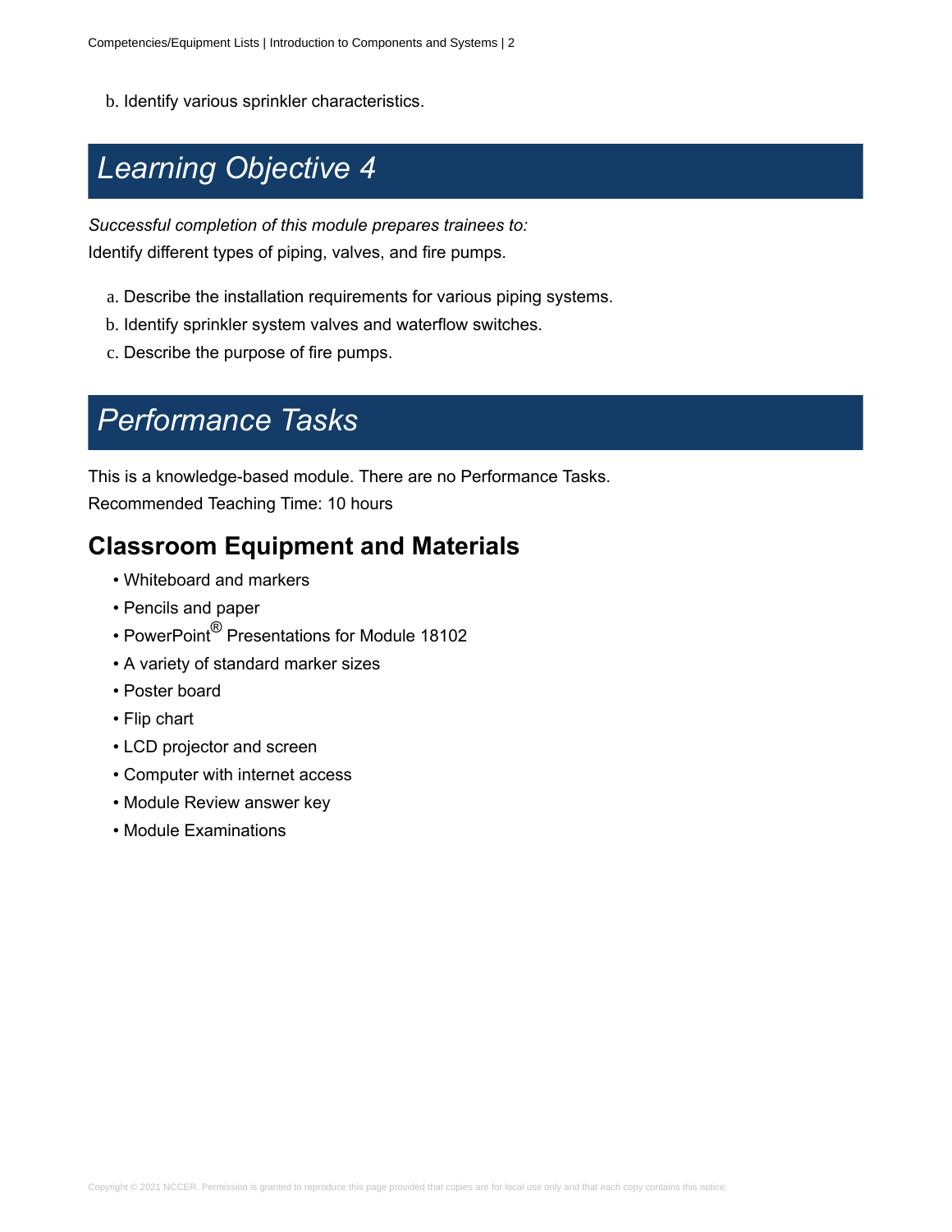b. Identify various sprinkler characteristics.

## *Learning Objective 4*

*Successful completion of this module prepares trainees to:*

Identify different types of piping, valves, and fire pumps.

a. Describe the installation requirements for various piping systems.
b. Identify sprinkler system valves and waterflow switches.
c. Describe the purpose of fire pumps.

## *Performance Tasks*

This is a knowledge-based module. There are no Performance Tasks.

Recommended Teaching Time: 10 hours

### Classroom Equipment and Materials

- Whiteboard and markers
- Pencils and paper
- PowerPoint® Presentations for Module 18102
- A variety of standard marker sizes
- Poster board
- Flip chart
- LCD projector and screen
- Computer with internet access
- Module Review answer key
- Module Examinations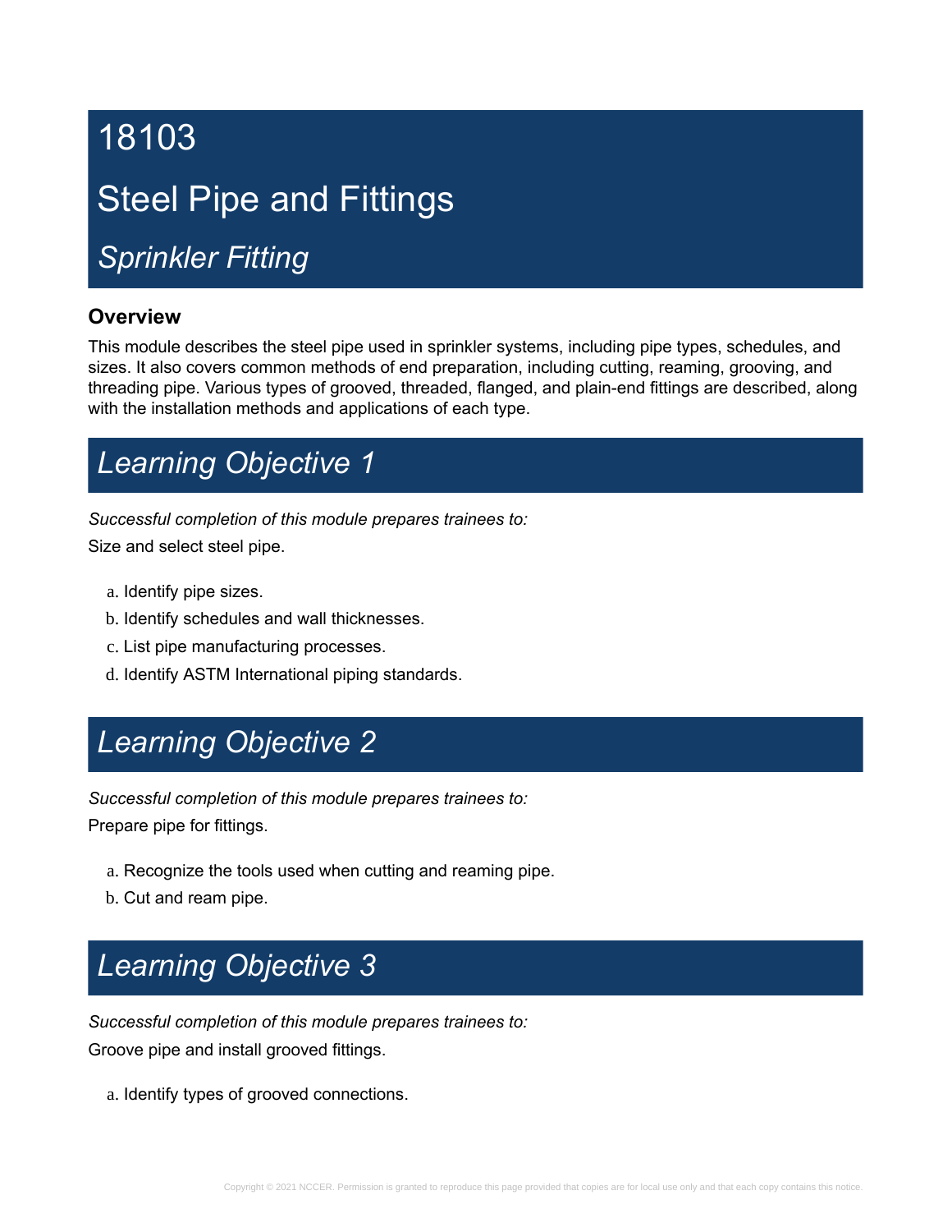# 18103

# Steel Pipe and Fittings

## *Sprinkler Fitting*

### Overview

This module describes the steel pipe used in sprinkler systems, including pipe types, schedules, and sizes. It also covers common methods of end preparation, including cutting, reaming, grooving, and threading pipe. Various types of grooved, threaded, flanged, and plain-end fittings are described, along with the installation methods and applications of each type.

## *Learning Objective 1*

*Successful completion of this module prepares trainees to:*

Size and select steel pipe.

a. Identify pipe sizes.
b. Identify schedules and wall thicknesses.
c. List pipe manufacturing processes.
d. Identify ASTM International piping standards.

## *Learning Objective 2*

*Successful completion of this module prepares trainees to:*

Prepare pipe for fittings.

a. Recognize the tools used when cutting and reaming pipe.
b. Cut and ream pipe.

## *Learning Objective 3*

*Successful completion of this module prepares trainees to:*

Groove pipe and install grooved fittings.

a. Identify types of grooved connections.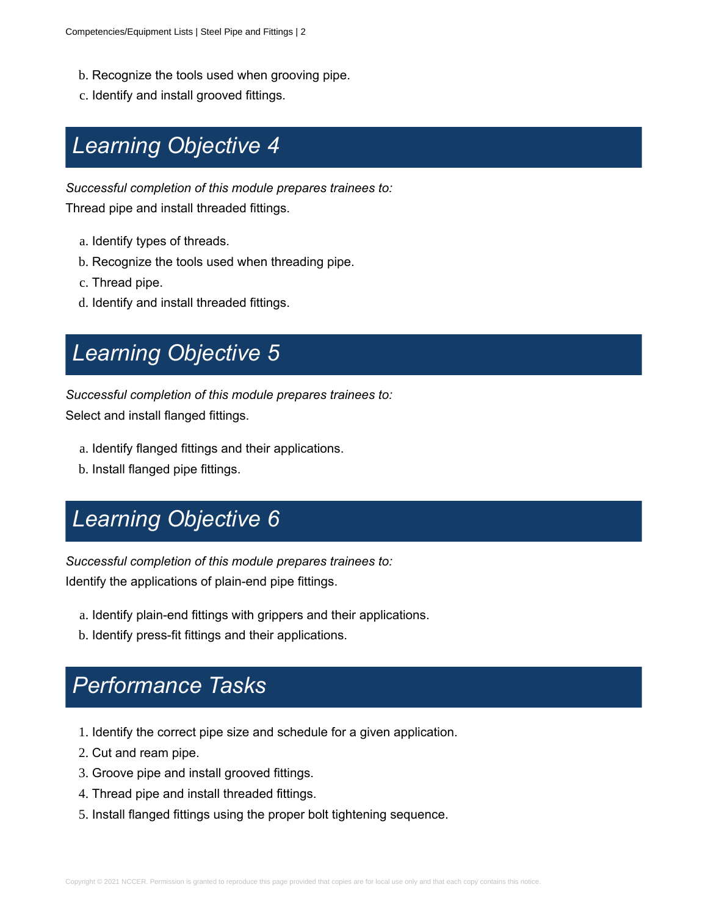b. Recognize the tools used when grooving pipe.
c. Identify and install grooved fittings.

## Learning Objective 4

*Successful completion of this module prepares trainees to:*

Thread pipe and install threaded fittings.

a. Identify types of threads.
b. Recognize the tools used when threading pipe.
c. Thread pipe.
d. Identify and install threaded fittings.

## Learning Objective 5

*Successful completion of this module prepares trainees to:*

Select and install flanged fittings.

a. Identify flanged fittings and their applications.
b. Install flanged pipe fittings.

## Learning Objective 6

*Successful completion of this module prepares trainees to:*

Identify the applications of plain-end pipe fittings.

a. Identify plain-end fittings with grippers and their applications.
b. Identify press-fit fittings and their applications.

## Performance Tasks

1. Identify the correct pipe size and schedule for a given application.
2. Cut and ream pipe.
3. Groove pipe and install grooved fittings.
4. Thread pipe and install threaded fittings.
5. Install flanged fittings using the proper bolt tightening sequence.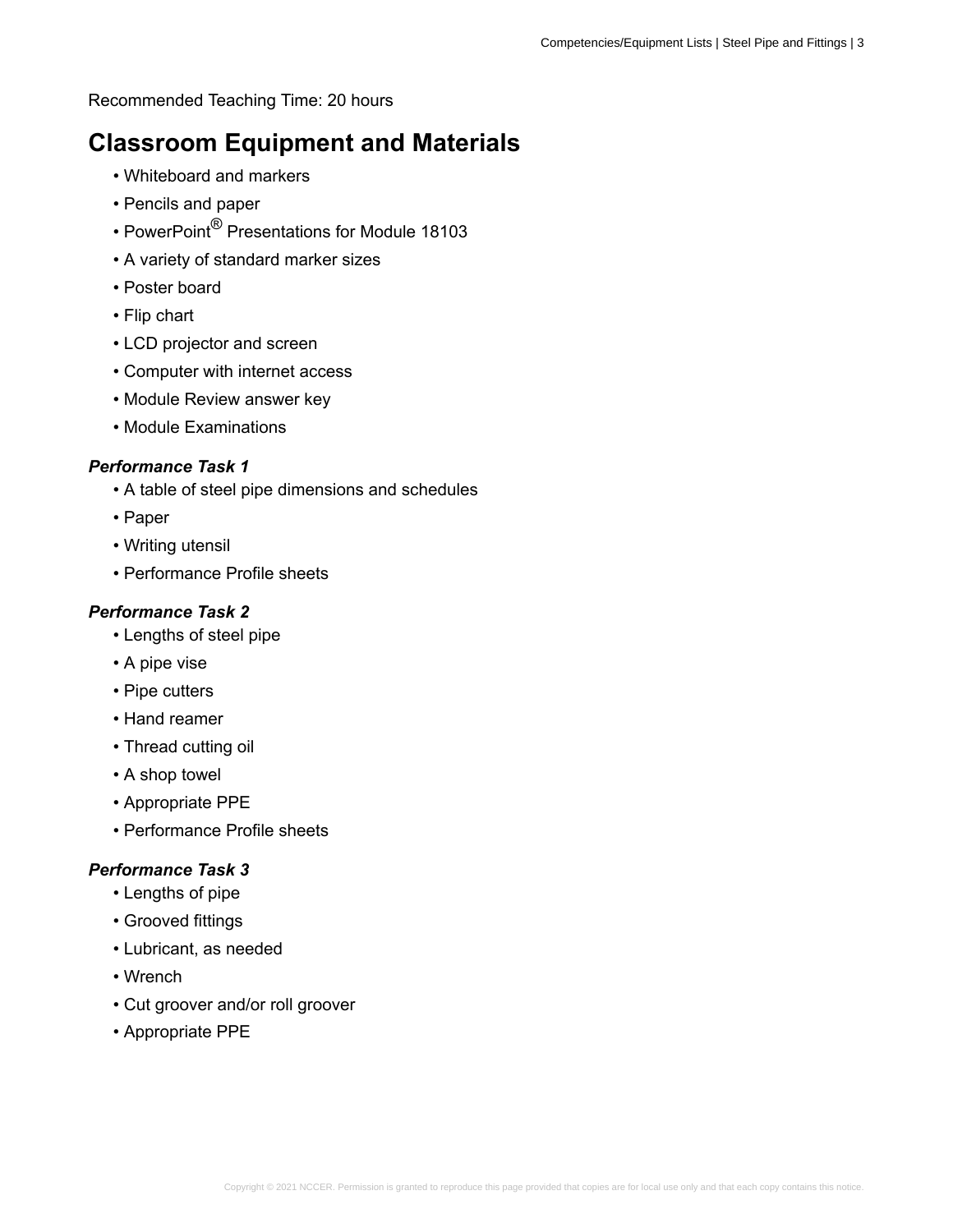Recommended Teaching Time: 20 hours

## Classroom Equipment and Materials

- Whiteboard and markers
- Pencils and paper
- PowerPoint® Presentations for Module 18103
- A variety of standard marker sizes
- Poster board
- Flip chart
- LCD projector and screen
- Computer with internet access
- Module Review answer key
- Module Examinations

***Performance Task 1***

- A table of steel pipe dimensions and schedules
- Paper
- Writing utensil
- Performance Profile sheets

***Performance Task 2***

- Lengths of steel pipe
- A pipe vise
- Pipe cutters
- Hand reamer
- Thread cutting oil
- A shop towel
- Appropriate PPE
- Performance Profile sheets

***Performance Task 3***

- Lengths of pipe
- Grooved fittings
- Lubricant, as needed
- Wrench
- Cut groover and/or roll groover
- Appropriate PPE

Copyright © 2021 NCCER. Permission is granted to reproduce this page provided that copies are for local use only and that each copy contains this notice.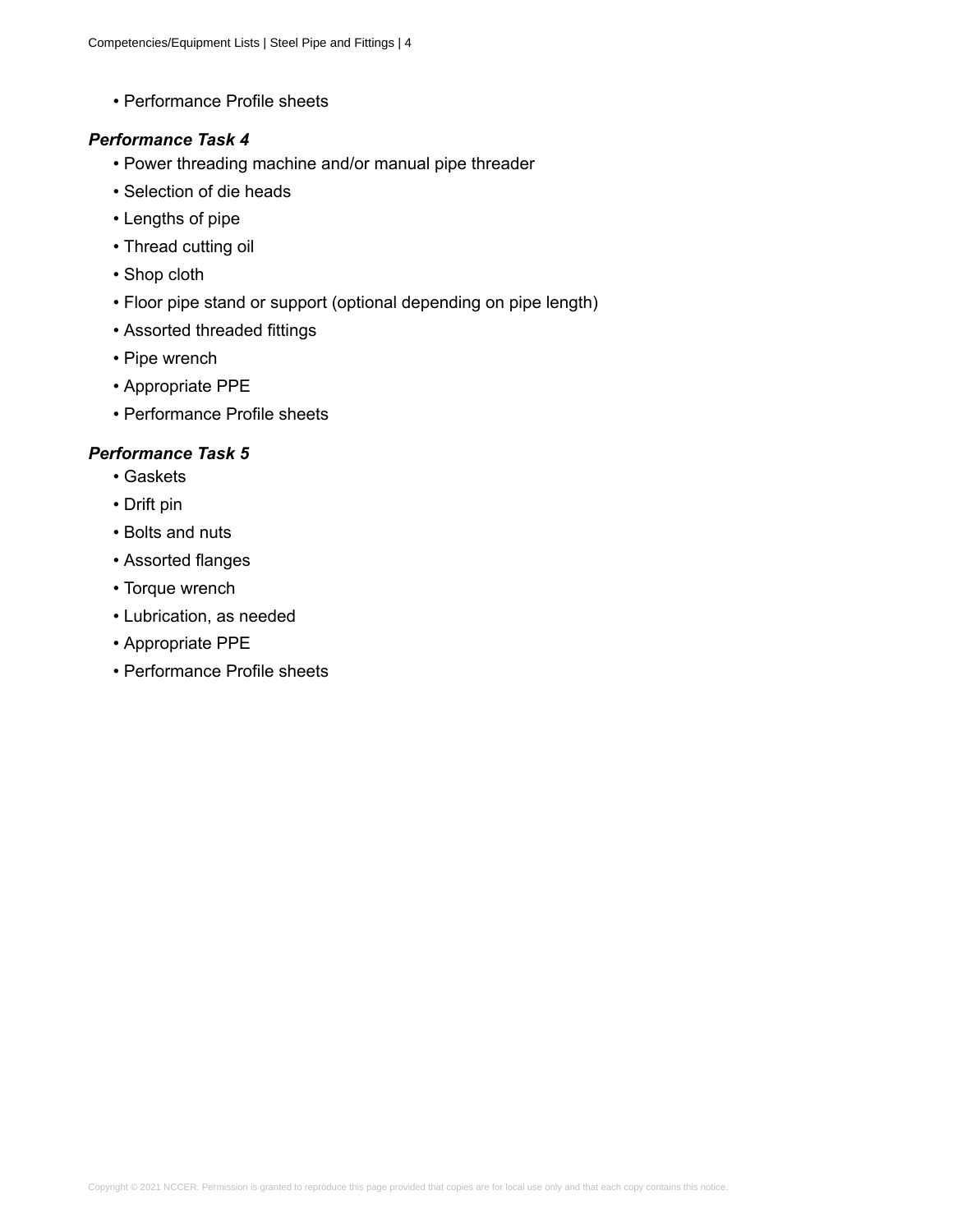- Performance Profile sheets

***Performance Task 4***

- Power threading machine and/or manual pipe threader
- Selection of die heads
- Lengths of pipe
- Thread cutting oil
- Shop cloth
- Floor pipe stand or support (optional depending on pipe length)
- Assorted threaded fittings
- Pipe wrench
- Appropriate PPE
- Performance Profile sheets

***Performance Task 5***

- Gaskets
- Drift pin
- Bolts and nuts
- Assorted flanges
- Torque wrench
- Lubrication, as needed
- Appropriate PPE
- Performance Profile sheets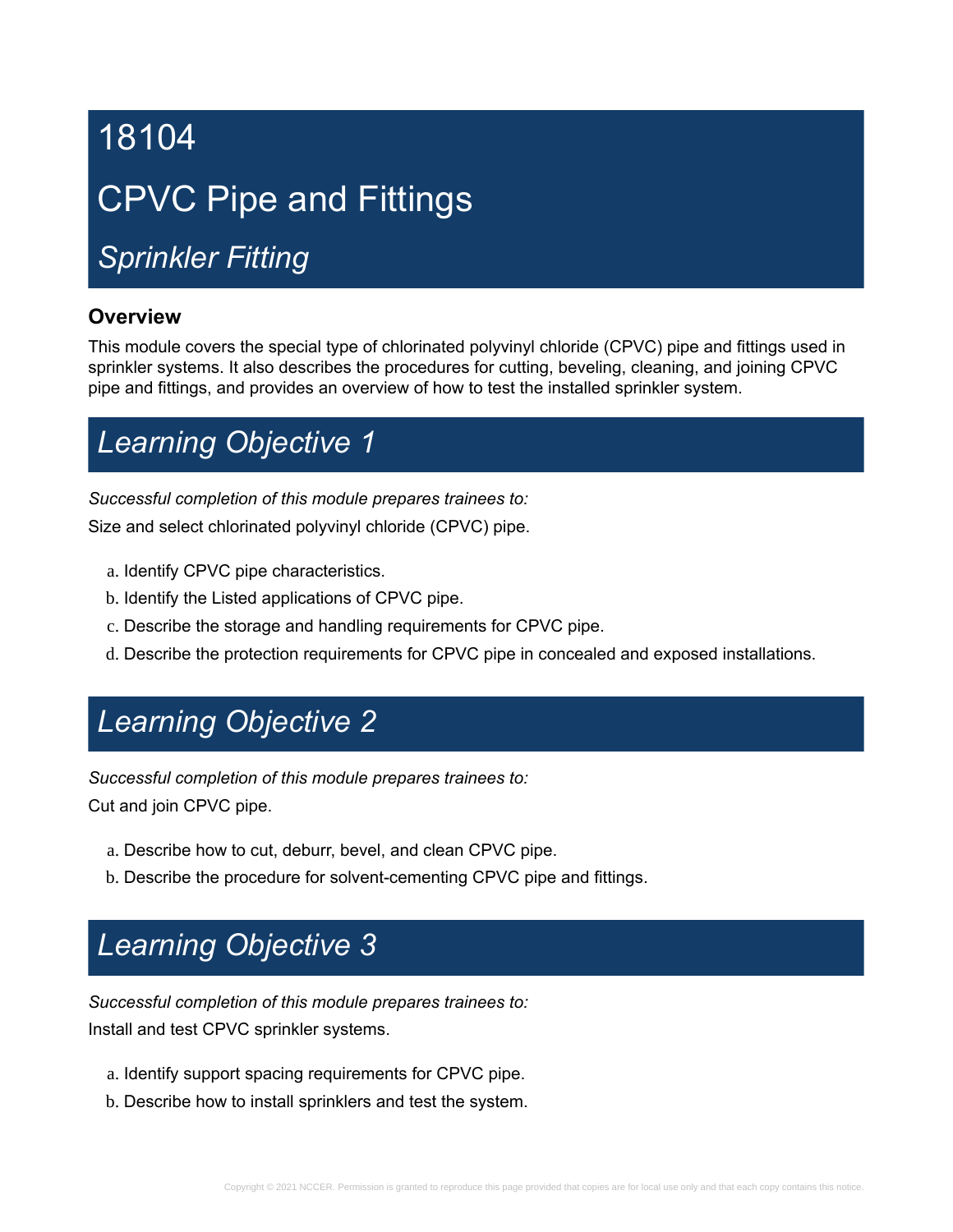# 18104

# CPVC Pipe and Fittings

## *Sprinkler Fitting*

### Overview

This module covers the special type of chlorinated polyvinyl chloride (CPVC) pipe and fittings used in sprinkler systems. It also describes the procedures for cutting, beveling, cleaning, and joining CPVC pipe and fittings, and provides an overview of how to test the installed sprinkler system.

## *Learning Objective 1*

*Successful completion of this module prepares trainees to:*

Size and select chlorinated polyvinyl chloride (CPVC) pipe.

a. Identify CPVC pipe characteristics.
b. Identify the Listed applications of CPVC pipe.
c. Describe the storage and handling requirements for CPVC pipe.
d. Describe the protection requirements for CPVC pipe in concealed and exposed installations.

## *Learning Objective 2*

*Successful completion of this module prepares trainees to:*

Cut and join CPVC pipe.

a. Describe how to cut, deburr, bevel, and clean CPVC pipe.
b. Describe the procedure for solvent-cementing CPVC pipe and fittings.

## *Learning Objective 3*

*Successful completion of this module prepares trainees to:*

Install and test CPVC sprinkler systems.

a. Identify support spacing requirements for CPVC pipe.
b. Describe how to install sprinklers and test the system.

Copyright © 2021 NCCER. Permission is granted to reproduce this page provided that copies are for local use only and that each copy contains this notice.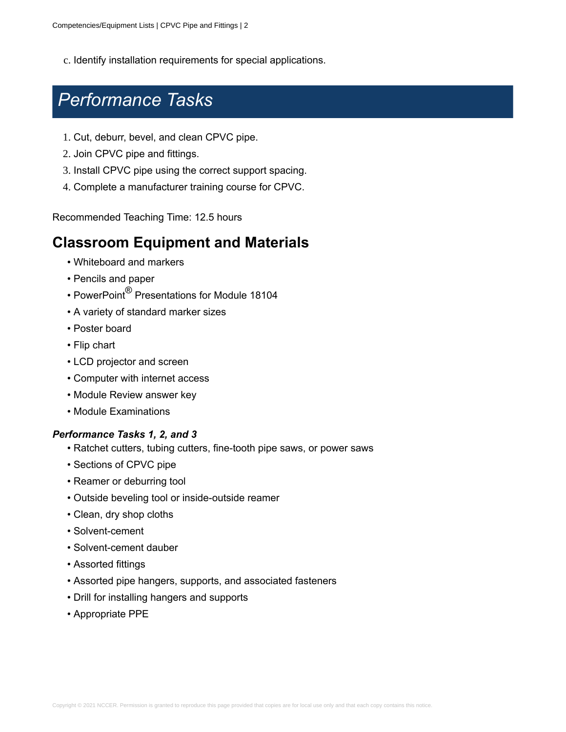c. Identify installation requirements for special applications.

# Performance Tasks

1. Cut, deburr, bevel, and clean CPVC pipe.
2. Join CPVC pipe and fittings.
3. Install CPVC pipe using the correct support spacing.
4. Complete a manufacturer training course for CPVC.

Recommended Teaching Time: 12.5 hours

## Classroom Equipment and Materials

- Whiteboard and markers
- Pencils and paper
- PowerPoint® Presentations for Module 18104
- A variety of standard marker sizes
- Poster board
- Flip chart
- LCD projector and screen
- Computer with internet access
- Module Review answer key
- Module Examinations

***Performance Tasks 1, 2, and 3***

- Ratchet cutters, tubing cutters, fine-tooth pipe saws, or power saws
- Sections of CPVC pipe
- Reamer or deburring tool
- Outside beveling tool or inside-outside reamer
- Clean, dry shop cloths
- Solvent-cement
- Solvent-cement dauber
- Assorted fittings
- Assorted pipe hangers, supports, and associated fasteners
- Drill for installing hangers and supports
- Appropriate PPE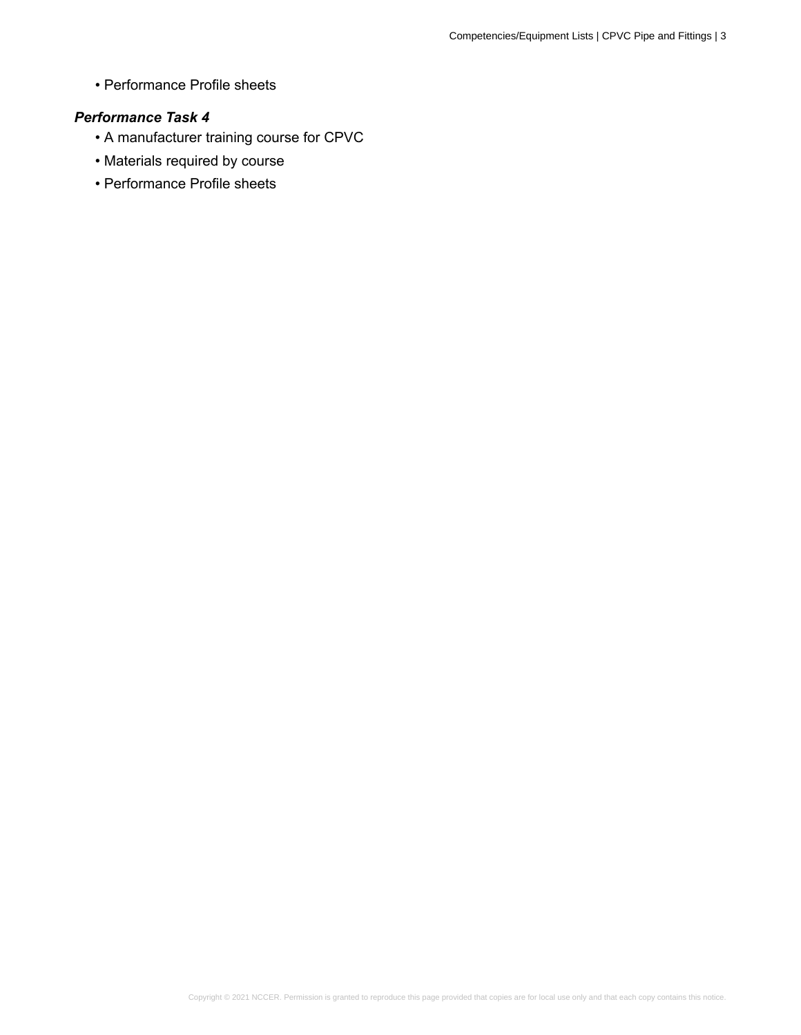- Performance Profile sheets

***Performance Task 4***

- A manufacturer training course for CPVC
- Materials required by course
- Performance Profile sheets

Copyright © 2021 NCCER. Permission is granted to reproduce this page provided that copies are for local use only and that each copy contains this notice.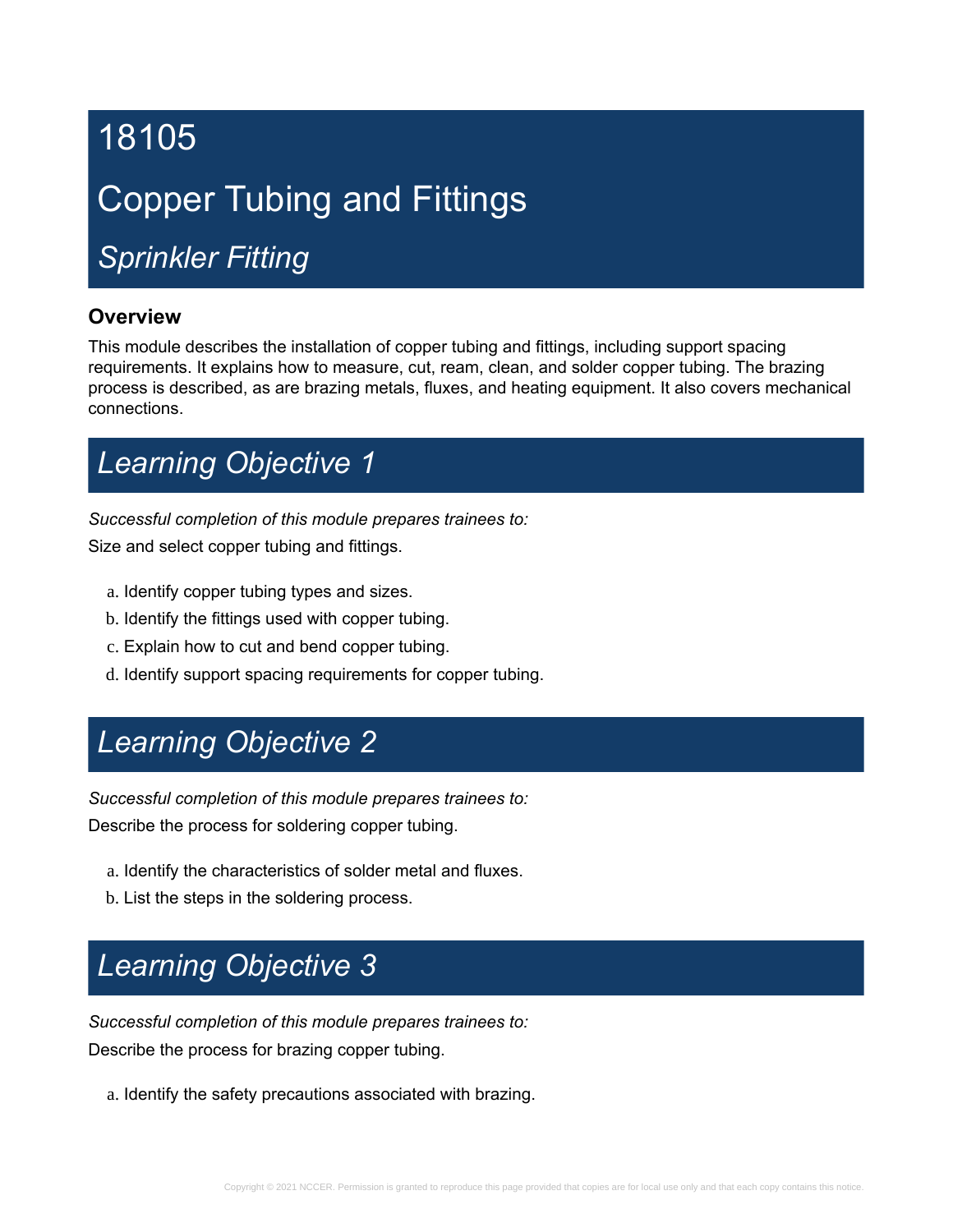# 18105

# Copper Tubing and Fittings

## *Sprinkler Fitting*

### Overview

This module describes the installation of copper tubing and fittings, including support spacing requirements. It explains how to measure, cut, ream, clean, and solder copper tubing. The brazing process is described, as are brazing metals, fluxes, and heating equipment. It also covers mechanical connections.

## *Learning Objective 1*

*Successful completion of this module prepares trainees to:*

Size and select copper tubing and fittings.

a. Identify copper tubing types and sizes.
b. Identify the fittings used with copper tubing.
c. Explain how to cut and bend copper tubing.
d. Identify support spacing requirements for copper tubing.

## *Learning Objective 2*

*Successful completion of this module prepares trainees to:*

Describe the process for soldering copper tubing.

a. Identify the characteristics of solder metal and fluxes.
b. List the steps in the soldering process.

## *Learning Objective 3*

*Successful completion of this module prepares trainees to:*

Describe the process for brazing copper tubing.

a. Identify the safety precautions associated with brazing.

Copyright © 2021 NCCER. Permission is granted to reproduce this page provided that copies are for local use only and that each copy contains this notice.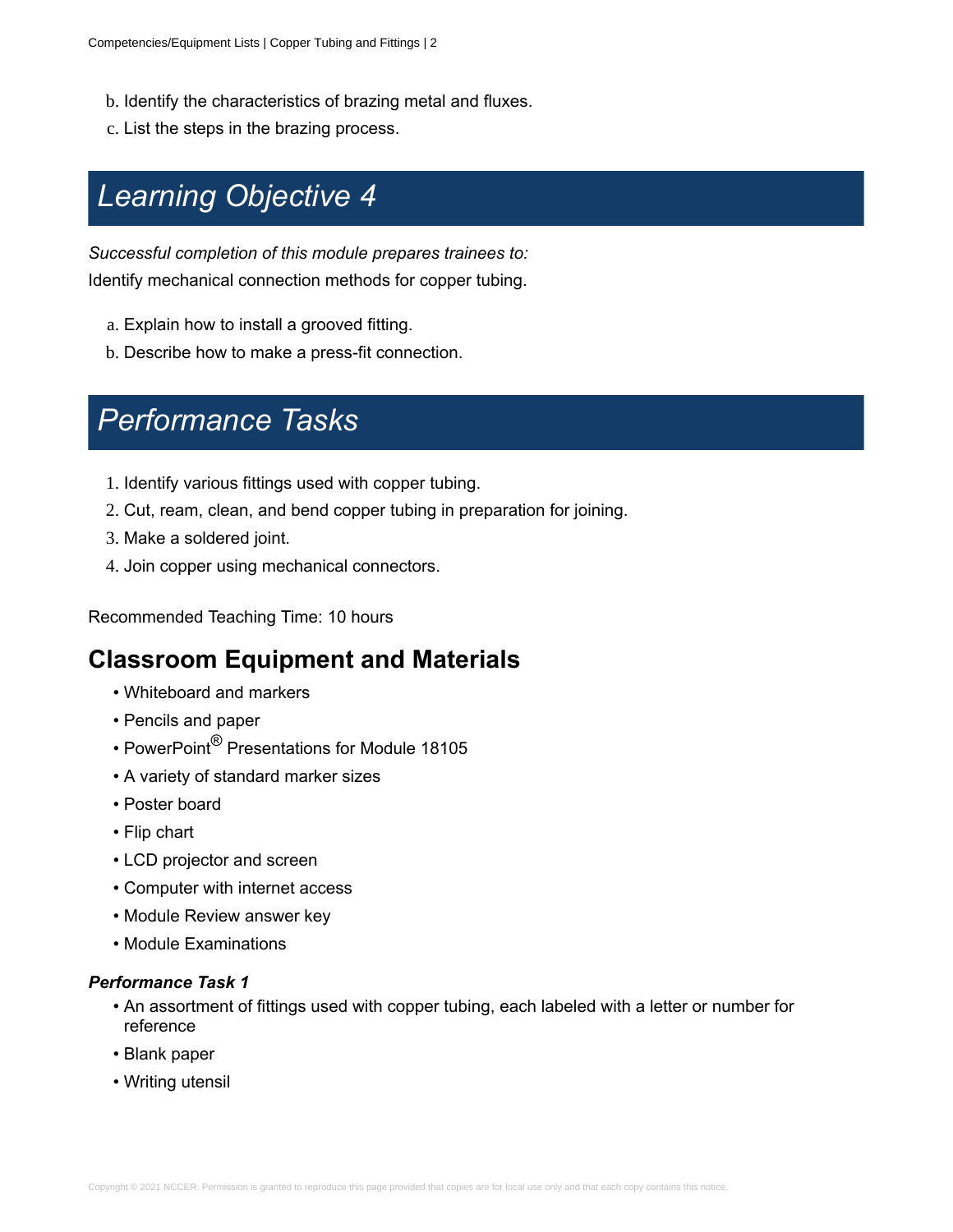b. Identify the characteristics of brazing metal and fluxes.
c. List the steps in the brazing process.

## Learning Objective 4

*Successful completion of this module prepares trainees to:*
Identify mechanical connection methods for copper tubing.

a. Explain how to install a grooved fitting.
b. Describe how to make a press-fit connection.

## Performance Tasks

1. Identify various fittings used with copper tubing.
2. Cut, ream, clean, and bend copper tubing in preparation for joining.
3. Make a soldered joint.
4. Join copper using mechanical connectors.

Recommended Teaching Time: 10 hours

## Classroom Equipment and Materials

- Whiteboard and markers
- Pencils and paper
- PowerPoint® Presentations for Module 18105
- A variety of standard marker sizes
- Poster board
- Flip chart
- LCD projector and screen
- Computer with internet access
- Module Review answer key
- Module Examinations

***Performance Task 1***

- An assortment of fittings used with copper tubing, each labeled with a letter or number for reference
- Blank paper
- Writing utensil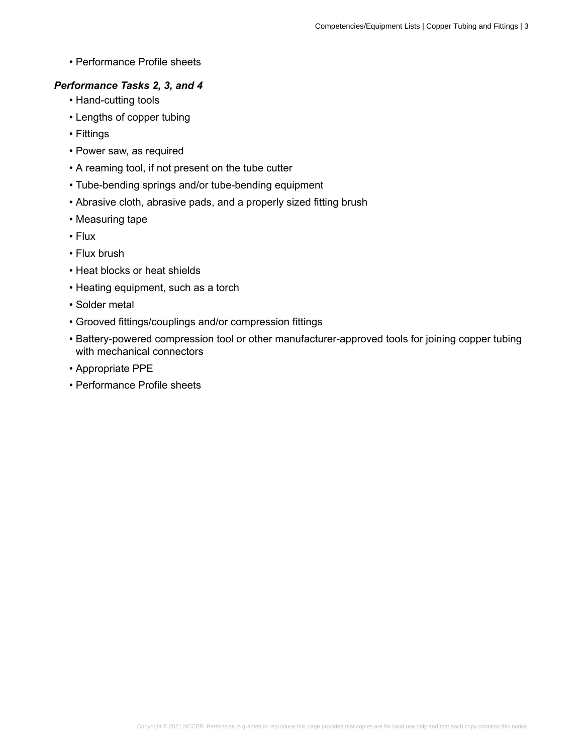- Performance Profile sheets

***Performance Tasks 2, 3, and 4***

- Hand-cutting tools
- Lengths of copper tubing
- Fittings
- Power saw, as required
- A reaming tool, if not present on the tube cutter
- Tube-bending springs and/or tube-bending equipment
- Abrasive cloth, abrasive pads, and a properly sized fitting brush
- Measuring tape
- Flux
- Flux brush
- Heat blocks or heat shields
- Heating equipment, such as a torch
- Solder metal
- Grooved fittings/couplings and/or compression fittings
- Battery-powered compression tool or other manufacturer-approved tools for joining copper tubing with mechanical connectors
- Appropriate PPE
- Performance Profile sheets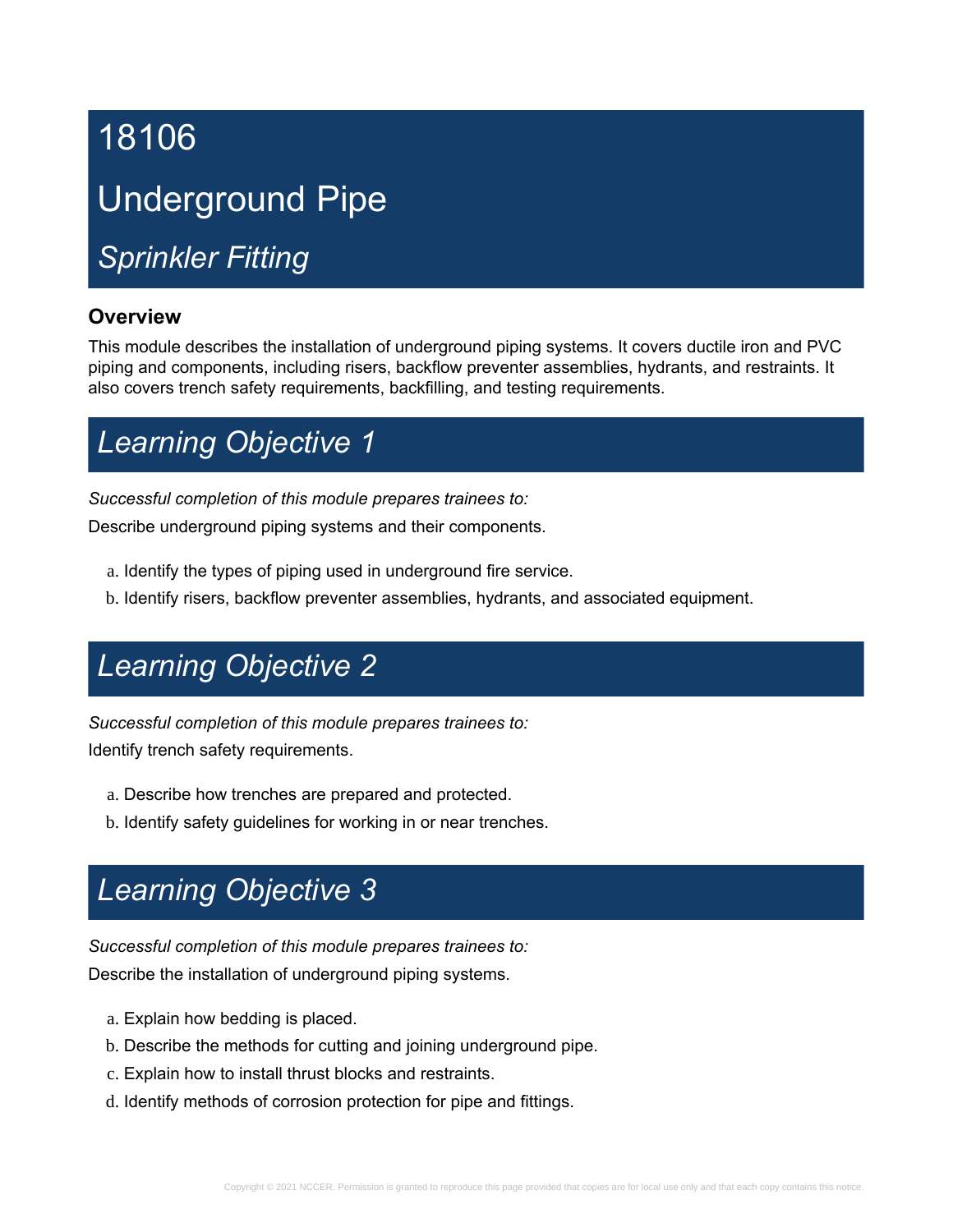# 18106

# Underground Pipe

## *Sprinkler Fitting*

### Overview

This module describes the installation of underground piping systems. It covers ductile iron and PVC piping and components, including risers, backflow preventer assemblies, hydrants, and restraints. It also covers trench safety requirements, backfilling, and testing requirements.

## *Learning Objective 1*

*Successful completion of this module prepares trainees to:*

Describe underground piping systems and their components.

a. Identify the types of piping used in underground fire service.
b. Identify risers, backflow preventer assemblies, hydrants, and associated equipment.

## *Learning Objective 2*

*Successful completion of this module prepares trainees to:*

Identify trench safety requirements.

a. Describe how trenches are prepared and protected.
b. Identify safety guidelines for working in or near trenches.

## *Learning Objective 3*

*Successful completion of this module prepares trainees to:*

Describe the installation of underground piping systems.

a. Explain how bedding is placed.
b. Describe the methods for cutting and joining underground pipe.
c. Explain how to install thrust blocks and restraints.
d. Identify methods of corrosion protection for pipe and fittings.

Copyright © 2021 NCCER. Permission is granted to reproduce this page provided that copies are for local use only and that each copy contains this notice.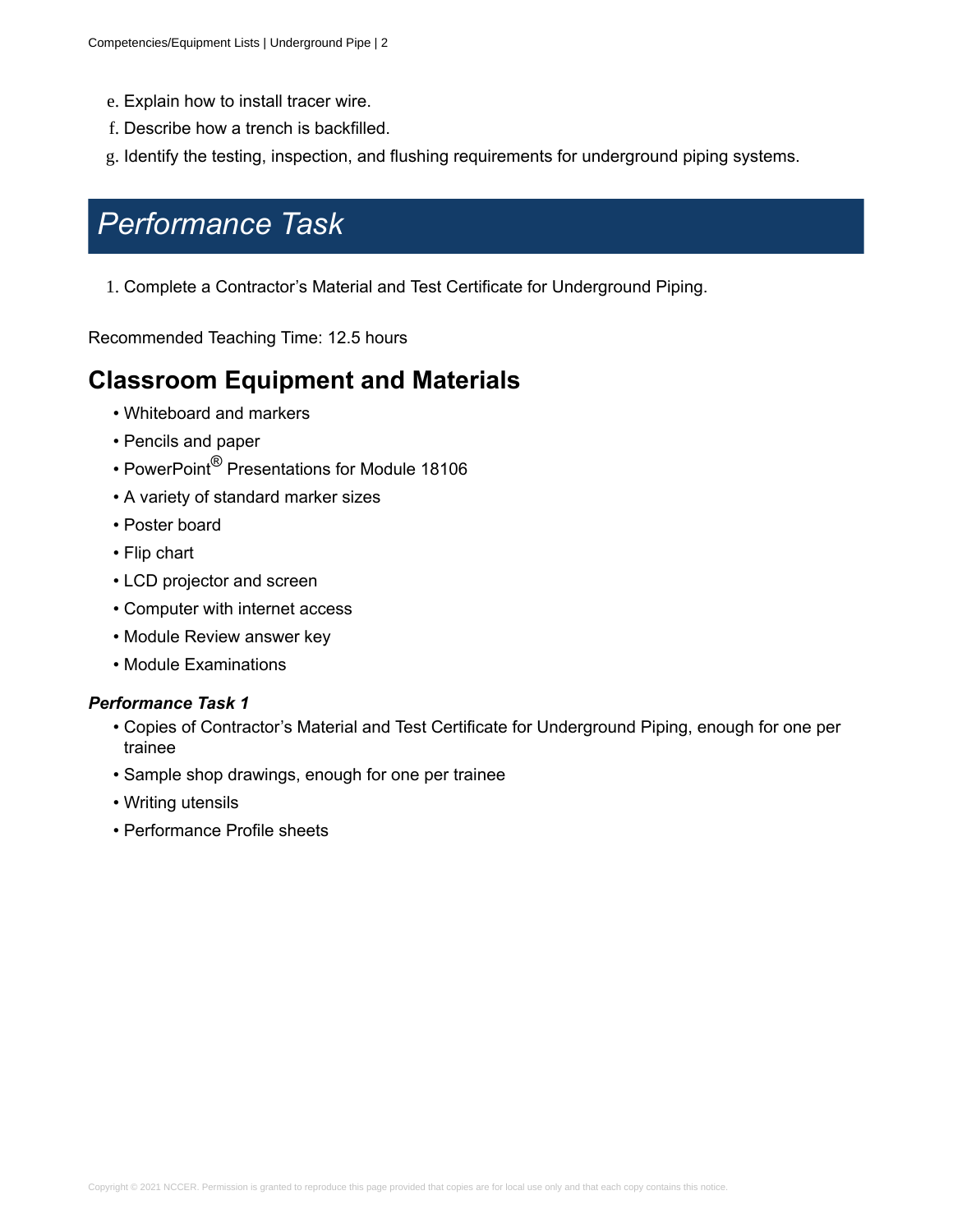e. Explain how to install tracer wire.
f. Describe how a trench is backfilled.
g. Identify the testing, inspection, and flushing requirements for underground piping systems.

# *Performance Task*

1. Complete a Contractor's Material and Test Certificate for Underground Piping.

Recommended Teaching Time: 12.5 hours

## Classroom Equipment and Materials

- Whiteboard and markers
- Pencils and paper
- PowerPoint® Presentations for Module 18106
- A variety of standard marker sizes
- Poster board
- Flip chart
- LCD projector and screen
- Computer with internet access
- Module Review answer key
- Module Examinations

### *Performance Task 1*

- Copies of Contractor's Material and Test Certificate for Underground Piping, enough for one per trainee
- Sample shop drawings, enough for one per trainee
- Writing utensils
- Performance Profile sheets